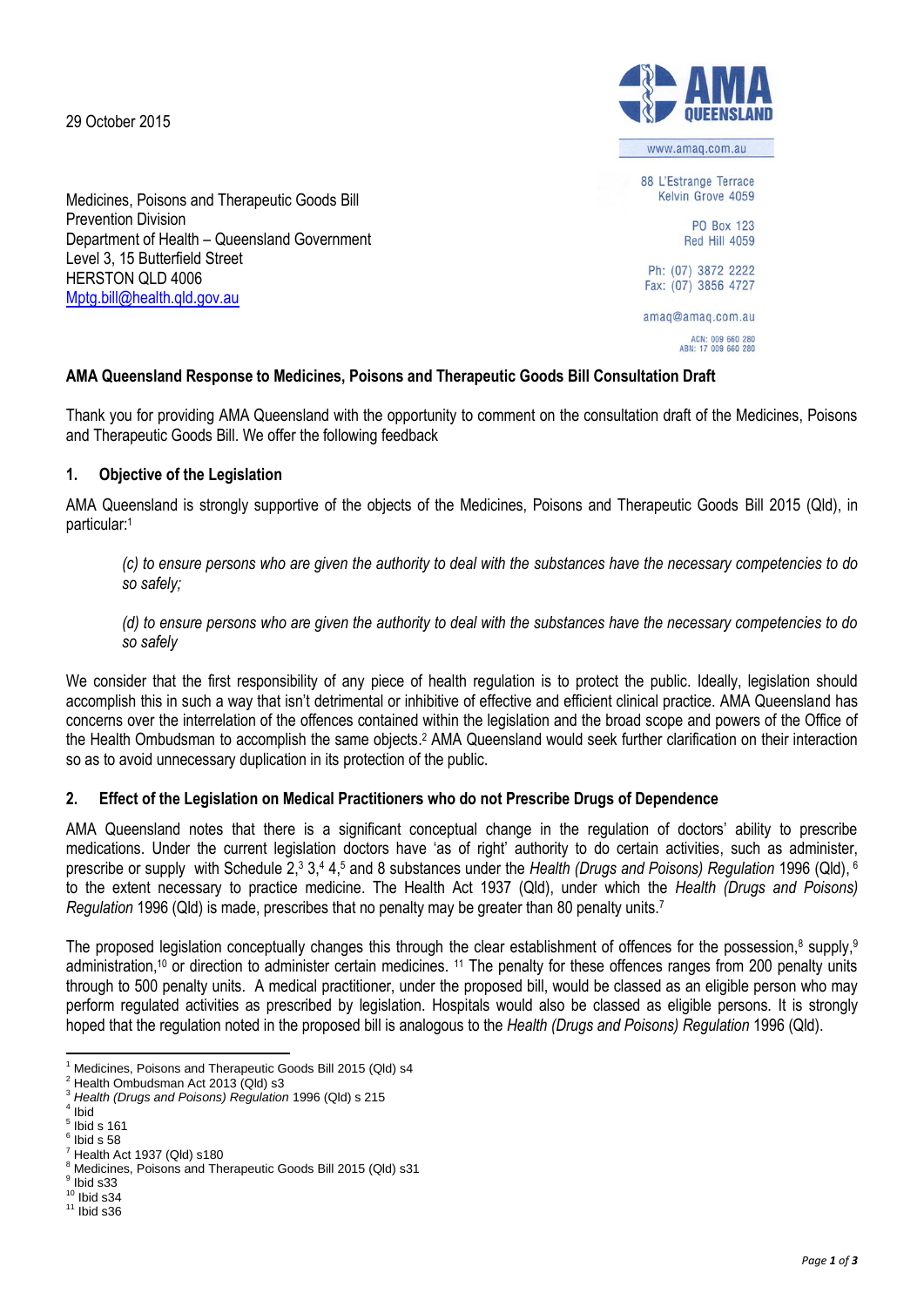29 October 2015

AMA QUEENSLAND

www.amaq.com.au

88 L'Estrange Terrace
Kelvin Grove 4059

PO Box 123
Red Hill 4059

Ph: (07) 3872 2222
Fax: (07) 3856 4727

amaq@amaq.com.au

ACN: 009 660 280
ABN: 17 009 660 280

Medicines, Poisons and Therapeutic Goods Bill
Prevention Division
Department of Health – Queensland Government
Level 3, 15 Butterfield Street
HERSTON QLD 4006
Mptg.bill@health.qld.gov.au

**AMA Queensland Response to Medicines, Poisons and Therapeutic Goods Bill Consultation Draft**

Thank you for providing AMA Queensland with the opportunity to comment on the consultation draft of the Medicines, Poisons and Therapeutic Goods Bill. We offer the following feedback

## 1. Objective of the Legislation

AMA Queensland is strongly supportive of the objects of the Medicines, Poisons and Therapeutic Goods Bill 2015 (Qld), in particular:[1]

> *(c) to ensure persons who are given the authority to deal with the substances have the necessary competencies to do so safely;*
>
> *(d) to ensure persons who are given the authority to deal with the substances have the necessary competencies to do so safely*

We consider that the first responsibility of any piece of health regulation is to protect the public. Ideally, legislation should accomplish this in such a way that isn't detrimental or inhibitive of effective and efficient clinical practice. AMA Queensland has concerns over the interrelation of the offences contained within the legislation and the broad scope and powers of the Office of the Health Ombudsman to accomplish the same objects.[2] AMA Queensland would seek further clarification on their interaction so as to avoid unnecessary duplication in its protection of the public.

## 2. Effect of the Legislation on Medical Practitioners who do not Prescribe Drugs of Dependence

AMA Queensland notes that there is a significant conceptual change in the regulation of doctors' ability to prescribe medications. Under the current legislation doctors have 'as of right' authority to do certain activities, such as administer, prescribe or supply with Schedule 2,[3] 3,[4] 4,[5] and 8 substances under the *Health (Drugs and Poisons) Regulation* 1996 (Qld),[6] to the extent necessary to practice medicine. The Health Act 1937 (Qld), under which the *Health (Drugs and Poisons) Regulation* 1996 (Qld) is made, prescribes that no penalty may be greater than 80 penalty units.[7]

The proposed legislation conceptually changes this through the clear establishment of offences for the possession,[8] supply,[9] administration,[10] or direction to administer certain medicines.[11] The penalty for these offences ranges from 200 penalty units through to 500 penalty units. A medical practitioner, under the proposed bill, would be classed as an eligible person who may perform regulated activities as prescribed by legislation. Hospitals would also be classed as eligible persons. It is strongly hoped that the regulation noted in the proposed bill is analogous to the *Health (Drugs and Poisons) Regulation* 1996 (Qld).

---

[1] Medicines, Poisons and Therapeutic Goods Bill 2015 (Qld) s4
[2] Health Ombudsman Act 2013 (Qld) s3
[3] *Health (Drugs and Poisons) Regulation* 1996 (Qld) s 215
[4] Ibid
[5] Ibid s 161
[6] Ibid s 58
[7] Health Act 1937 (Qld) s180
[8] Medicines, Poisons and Therapeutic Goods Bill 2015 (Qld) s31
[9] Ibid s33
[10] Ibid s34
[11] Ibid s36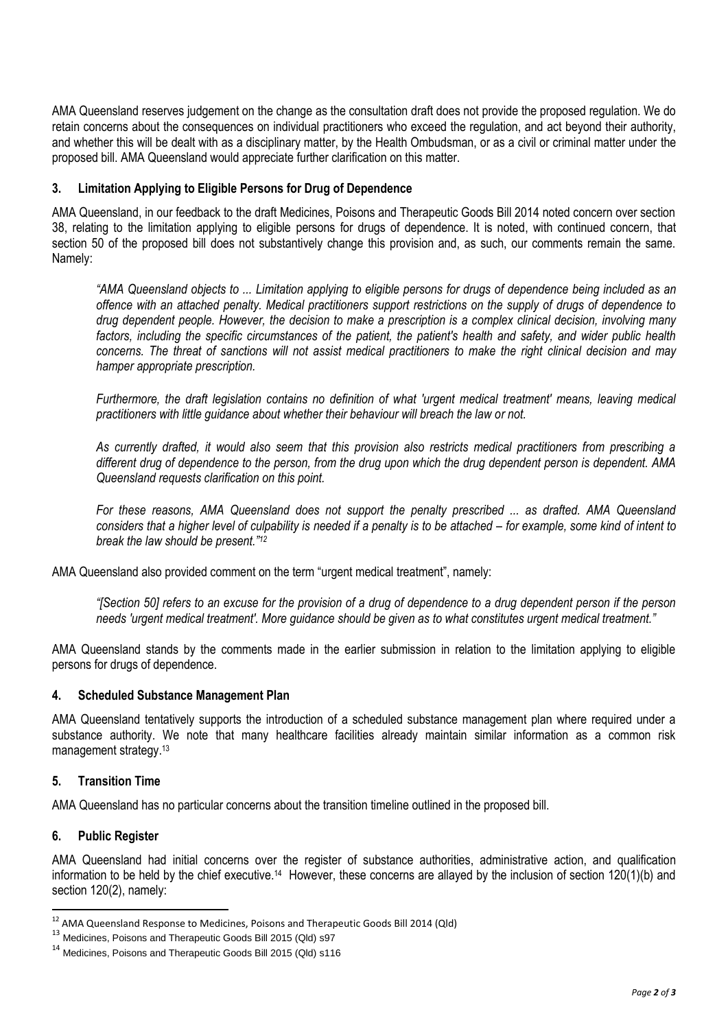AMA Queensland reserves judgement on the change as the consultation draft does not provide the proposed regulation. We do retain concerns about the consequences on individual practitioners who exceed the regulation, and act beyond their authority, and whether this will be dealt with as a disciplinary matter, by the Health Ombudsman, or as a civil or criminal matter under the proposed bill. AMA Queensland would appreciate further clarification on this matter.

### 3. Limitation Applying to Eligible Persons for Drug of Dependence

AMA Queensland, in our feedback to the draft Medicines, Poisons and Therapeutic Goods Bill 2014 noted concern over section 38, relating to the limitation applying to eligible persons for drugs of dependence. It is noted, with continued concern, that section 50 of the proposed bill does not substantively change this provision and, as such, our comments remain the same. Namely:

> *"AMA Queensland objects to ... Limitation applying to eligible persons for drugs of dependence being included as an offence with an attached penalty. Medical practitioners support restrictions on the supply of drugs of dependence to drug dependent people. However, the decision to make a prescription is a complex clinical decision, involving many factors, including the specific circumstances of the patient, the patient's health and safety, and wider public health concerns. The threat of sanctions will not assist medical practitioners to make the right clinical decision and may hamper appropriate prescription.*
>
> *Furthermore, the draft legislation contains no definition of what 'urgent medical treatment' means, leaving medical practitioners with little guidance about whether their behaviour will breach the law or not.*
>
> *As currently drafted, it would also seem that this provision also restricts medical practitioners from prescribing a different drug of dependence to the person, from the drug upon which the drug dependent person is dependent. AMA Queensland requests clarification on this point.*
>
> *For these reasons, AMA Queensland does not support the penalty prescribed ... as drafted. AMA Queensland considers that a higher level of culpability is needed if a penalty is to be attached – for example, some kind of intent to break the law should be present."*[12]

AMA Queensland also provided comment on the term "urgent medical treatment", namely:

> *"[Section 50] refers to an excuse for the provision of a drug of dependence to a drug dependent person if the person needs 'urgent medical treatment'. More guidance should be given as to what constitutes urgent medical treatment."*

AMA Queensland stands by the comments made in the earlier submission in relation to the limitation applying to eligible persons for drugs of dependence.

### 4. Scheduled Substance Management Plan

AMA Queensland tentatively supports the introduction of a scheduled substance management plan where required under a substance authority. We note that many healthcare facilities already maintain similar information as a common risk management strategy.[13]

### 5. Transition Time

AMA Queensland has no particular concerns about the transition timeline outlined in the proposed bill.

### 6. Public Register

AMA Queensland had initial concerns over the register of substance authorities, administrative action, and qualification information to be held by the chief executive.[14] However, these concerns are allayed by the inclusion of section 120(1)(b) and section 120(2), namely:

---

[12] AMA Queensland Response to Medicines, Poisons and Therapeutic Goods Bill 2014 (Qld)

[13] Medicines, Poisons and Therapeutic Goods Bill 2015 (Qld) s97

[14] Medicines, Poisons and Therapeutic Goods Bill 2015 (Qld) s116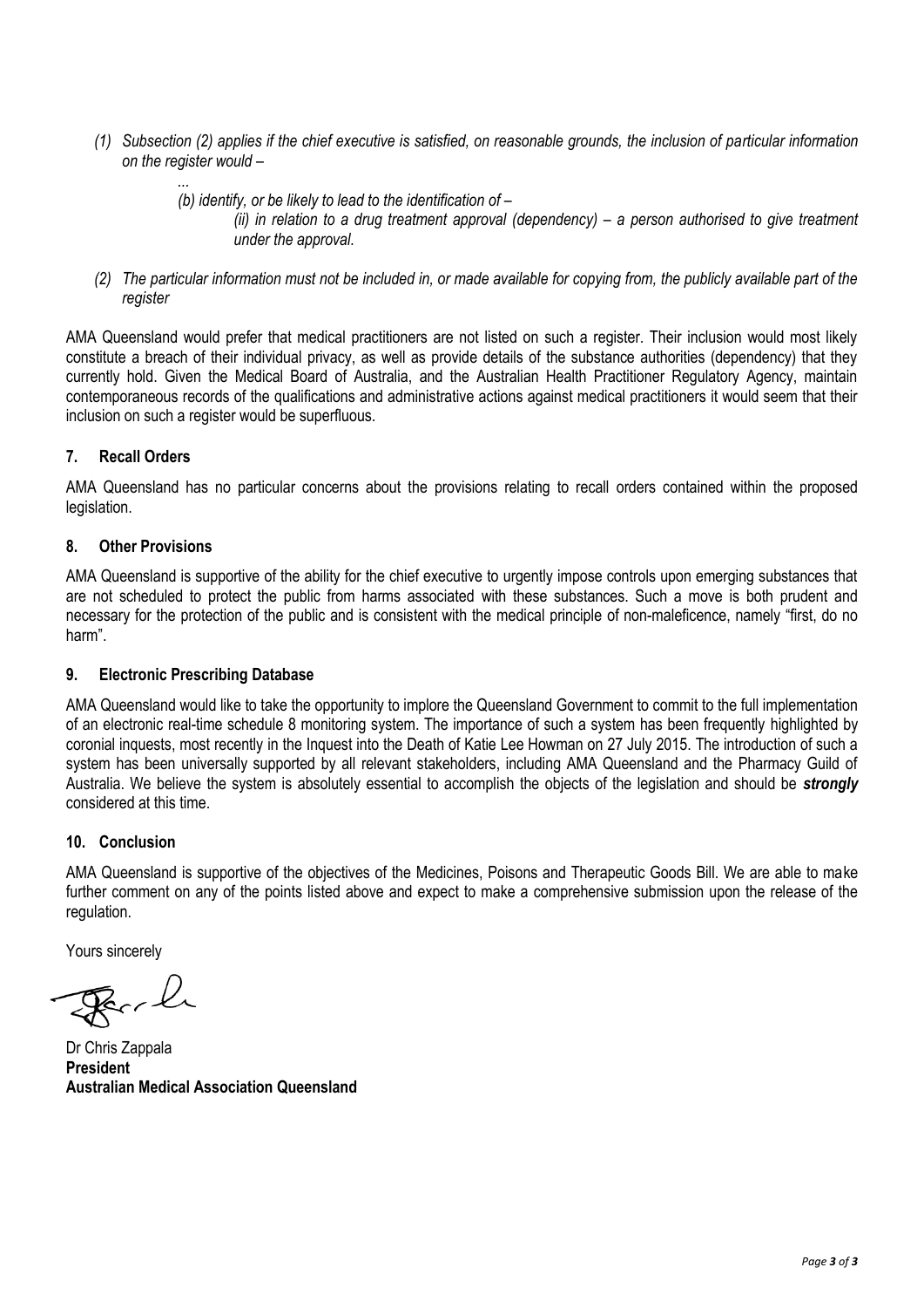*(1) Subsection (2) applies if the chief executive is satisfied, on reasonable grounds, the inclusion of particular information on the register would –*

> *...*
>
> *(b) identify, or be likely to lead to the identification of –*
>
> > *(ii) in relation to a drug treatment approval (dependency) – a person authorised to give treatment under the approval.*

*(2) The particular information must not be included in, or made available for copying from, the publicly available part of the register*

AMA Queensland would prefer that medical practitioners are not listed on such a register. Their inclusion would most likely constitute a breach of their individual privacy, as well as provide details of the substance authorities (dependency) that they currently hold. Given the Medical Board of Australia, and the Australian Health Practitioner Regulatory Agency, maintain contemporaneous records of the qualifications and administrative actions against medical practitioners it would seem that their inclusion on such a register would be superfluous.

### 7. Recall Orders

AMA Queensland has no particular concerns about the provisions relating to recall orders contained within the proposed legislation.

### 8. Other Provisions

AMA Queensland is supportive of the ability for the chief executive to urgently impose controls upon emerging substances that are not scheduled to protect the public from harms associated with these substances. Such a move is both prudent and necessary for the protection of the public and is consistent with the medical principle of non-maleficence, namely "first, do no harm".

### 9. Electronic Prescribing Database

AMA Queensland would like to take the opportunity to implore the Queensland Government to commit to the full implementation of an electronic real-time schedule 8 monitoring system. The importance of such a system has been frequently highlighted by coronial inquests, most recently in the Inquest into the Death of Katie Lee Howman on 27 July 2015. The introduction of such a system has been universally supported by all relevant stakeholders, including AMA Queensland and the Pharmacy Guild of Australia. We believe the system is absolutely essential to accomplish the objects of the legislation and should be ***strongly*** considered at this time.

### 10. Conclusion

AMA Queensland is supportive of the objectives of the Medicines, Poisons and Therapeutic Goods Bill. We are able to make further comment on any of the points listed above and expect to make a comprehensive submission upon the release of the regulation.

Yours sincerely

Dr Chris Zappala
**President**
**Australian Medical Association Queensland**